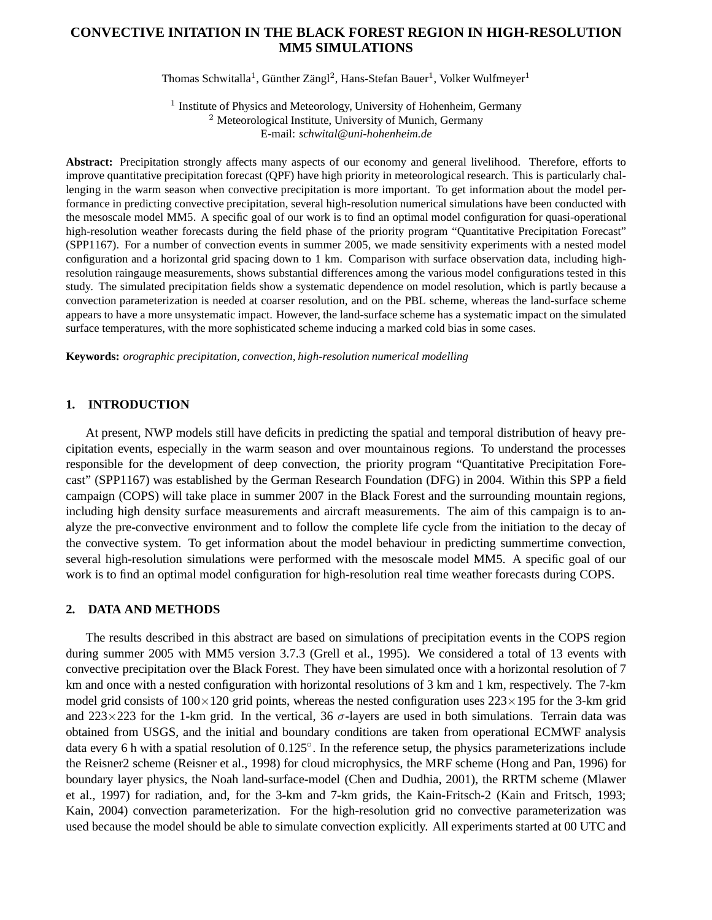# CONVECTIVE INITATION IN THE BLACK FOREST REGION IN HIGH-RESOLUTION MM5 SIMULATIONS

Thomas Schwitalla[1], Günther Zängl[2], Hans-Stefan Bauer[1], Volker Wulfmeyer[1]

[1] Institute of Physics and Meteorology, University of Hohenheim, Germany
[2] Meteorological Institute, University of Munich, Germany
E-mail: *schwital@uni-hohenheim.de*

**Abstract:** Precipitation strongly affects many aspects of our economy and general livelihood. Therefore, efforts to improve quantitative precipitation forecast (QPF) have high priority in meteorological research. This is particularly challenging in the warm season when convective precipitation is more important. To get information about the model performance in predicting convective precipitation, several high-resolution numerical simulations have been conducted with the mesoscale model MM5. A specific goal of our work is to find an optimal model configuration for quasi-operational high-resolution weather forecasts during the field phase of the priority program "Quantitative Precipitation Forecast" (SPP1167). For a number of convection events in summer 2005, we made sensitivity experiments with a nested model configuration and a horizontal grid spacing down to 1 km. Comparison with surface observation data, including high-resolution raingauge measurements, shows substantial differences among the various model configurations tested in this study. The simulated precipitation fields show a systematic dependence on model resolution, which is partly because a convection parameterization is needed at coarser resolution, and on the PBL scheme, whereas the land-surface scheme appears to have a more unsystematic impact. However, the land-surface scheme has a systematic impact on the simulated surface temperatures, with the more sophisticated scheme inducing a marked cold bias in some cases.

**Keywords:** *orographic precipitation, convection, high-resolution numerical modelling*

## 1. INTRODUCTION

At present, NWP models still have deficits in predicting the spatial and temporal distribution of heavy precipitation events, especially in the warm season and over mountainous regions. To understand the processes responsible for the development of deep convection, the priority program "Quantitative Precipitation Forecast" (SPP1167) was established by the German Research Foundation (DFG) in 2004. Within this SPP a field campaign (COPS) will take place in summer 2007 in the Black Forest and the surrounding mountain regions, including high density surface measurements and aircraft measurements. The aim of this campaign is to analyze the pre-convective environment and to follow the complete life cycle from the initiation to the decay of the convective system. To get information about the model behaviour in predicting summertime convection, several high-resolution simulations were performed with the mesoscale model MM5. A specific goal of our work is to find an optimal model configuration for high-resolution real time weather forecasts during COPS.

## 2. DATA AND METHODS

The results described in this abstract are based on simulations of precipitation events in the COPS region during summer 2005 with MM5 version 3.7.3 (Grell et al., 1995). We considered a total of 13 events with convective precipitation over the Black Forest. They have been simulated once with a horizontal resolution of 7 km and once with a nested configuration with horizontal resolutions of 3 km and 1 km, respectively. The 7-km model grid consists of 100$\times$120 grid points, whereas the nested configuration uses 223$\times$195 for the 3-km grid and 223$\times$223 for the 1-km grid. In the vertical, 36 $\sigma$-layers are used in both simulations. Terrain data was obtained from USGS, and the initial and boundary conditions are taken from operational ECMWF analysis data every 6 h with a spatial resolution of 0.125°. In the reference setup, the physics parameterizations include the Reisner2 scheme (Reisner et al., 1998) for cloud microphysics, the MRF scheme (Hong and Pan, 1996) for boundary layer physics, the Noah land-surface-model (Chen and Dudhia, 2001), the RRTM scheme (Mlawer et al., 1997) for radiation, and, for the 3-km and 7-km grids, the Kain-Fritsch-2 (Kain and Fritsch, 1993; Kain, 2004) convection parameterization. For the high-resolution grid no convective parameterization was used because the model should be able to simulate convection explicitly. All experiments started at 00 UTC and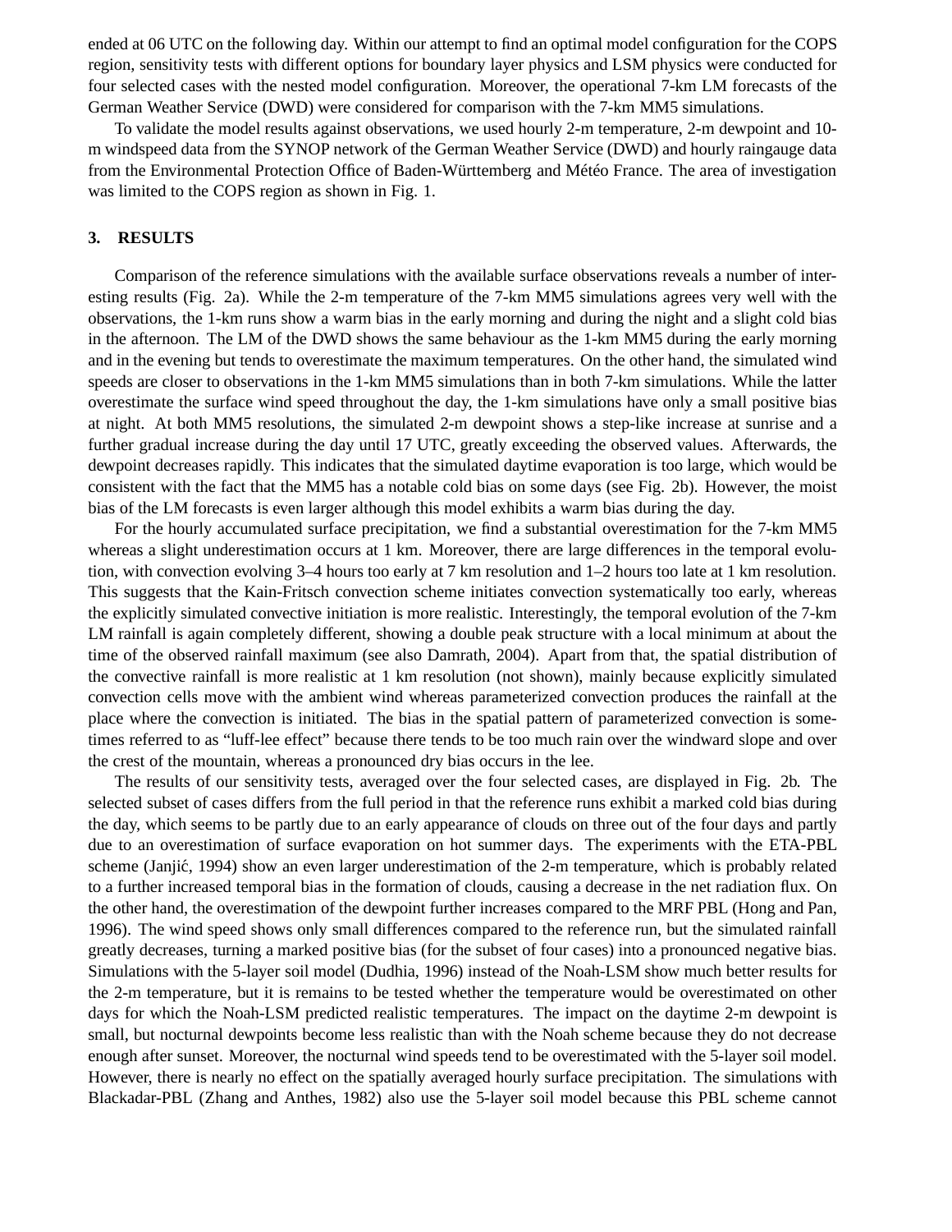ended at 06 UTC on the following day. Within our attempt to find an optimal model configuration for the COPS region, sensitivity tests with different options for boundary layer physics and LSM physics were conducted for four selected cases with the nested model configuration. Moreover, the operational 7-km LM forecasts of the German Weather Service (DWD) were considered for comparison with the 7-km MM5 simulations.

To validate the model results against observations, we used hourly 2-m temperature, 2-m dewpoint and 10-m windspeed data from the SYNOP network of the German Weather Service (DWD) and hourly raingauge data from the Environmental Protection Office of Baden-Württemberg and Météo France. The area of investigation was limited to the COPS region as shown in Fig. 1.

## 3. RESULTS

Comparison of the reference simulations with the available surface observations reveals a number of interesting results (Fig. 2a). While the 2-m temperature of the 7-km MM5 simulations agrees very well with the observations, the 1-km runs show a warm bias in the early morning and during the night and a slight cold bias in the afternoon. The LM of the DWD shows the same behaviour as the 1-km MM5 during the early morning and in the evening but tends to overestimate the maximum temperatures. On the other hand, the simulated wind speeds are closer to observations in the 1-km MM5 simulations than in both 7-km simulations. While the latter overestimate the surface wind speed throughout the day, the 1-km simulations have only a small positive bias at night. At both MM5 resolutions, the simulated 2-m dewpoint shows a step-like increase at sunrise and a further gradual increase during the day until 17 UTC, greatly exceeding the observed values. Afterwards, the dewpoint decreases rapidly. This indicates that the simulated daytime evaporation is too large, which would be consistent with the fact that the MM5 has a notable cold bias on some days (see Fig. 2b). However, the moist bias of the LM forecasts is even larger although this model exhibits a warm bias during the day.

For the hourly accumulated surface precipitation, we find a substantial overestimation for the 7-km MM5 whereas a slight underestimation occurs at 1 km. Moreover, there are large differences in the temporal evolution, with convection evolving 3–4 hours too early at 7 km resolution and 1–2 hours too late at 1 km resolution. This suggests that the Kain-Fritsch convection scheme initiates convection systematically too early, whereas the explicitly simulated convective initiation is more realistic. Interestingly, the temporal evolution of the 7-km LM rainfall is again completely different, showing a double peak structure with a local minimum at about the time of the observed rainfall maximum (see also Damrath, 2004). Apart from that, the spatial distribution of the convective rainfall is more realistic at 1 km resolution (not shown), mainly because explicitly simulated convection cells move with the ambient wind whereas parameterized convection produces the rainfall at the place where the convection is initiated. The bias in the spatial pattern of parameterized convection is sometimes referred to as "luff-lee effect" because there tends to be too much rain over the windward slope and over the crest of the mountain, whereas a pronounced dry bias occurs in the lee.

The results of our sensitivity tests, averaged over the four selected cases, are displayed in Fig. 2b. The selected subset of cases differs from the full period in that the reference runs exhibit a marked cold bias during the day, which seems to be partly due to an early appearance of clouds on three out of the four days and partly due to an overestimation of surface evaporation on hot summer days. The experiments with the ETA-PBL scheme (Janjić, 1994) show an even larger underestimation of the 2-m temperature, which is probably related to a further increased temporal bias in the formation of clouds, causing a decrease in the net radiation flux. On the other hand, the overestimation of the dewpoint further increases compared to the MRF PBL (Hong and Pan, 1996). The wind speed shows only small differences compared to the reference run, but the simulated rainfall greatly decreases, turning a marked positive bias (for the subset of four cases) into a pronounced negative bias. Simulations with the 5-layer soil model (Dudhia, 1996) instead of the Noah-LSM show much better results for the 2-m temperature, but it is remains to be tested whether the temperature would be overestimated on other days for which the Noah-LSM predicted realistic temperatures. The impact on the daytime 2-m dewpoint is small, but nocturnal dewpoints become less realistic than with the Noah scheme because they do not decrease enough after sunset. Moreover, the nocturnal wind speeds tend to be overestimated with the 5-layer soil model. However, there is nearly no effect on the spatially averaged hourly surface precipitation. The simulations with Blackadar-PBL (Zhang and Anthes, 1982) also use the 5-layer soil model because this PBL scheme cannot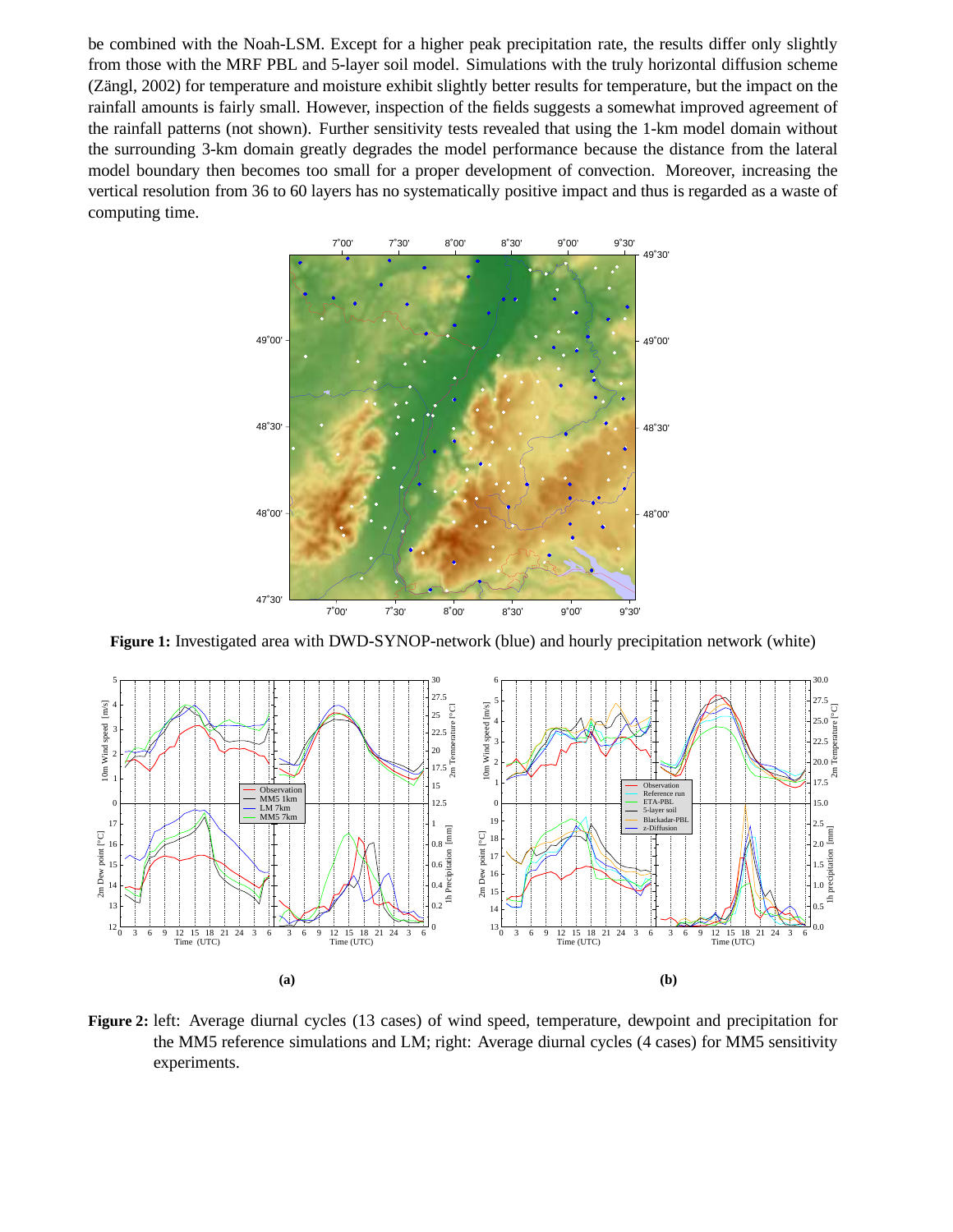be combined with the Noah-LSM. Except for a higher peak precipitation rate, the results differ only slightly from those with the MRF PBL and 5-layer soil model. Simulations with the truly horizontal diffusion scheme (Zängl, 2002) for temperature and moisture exhibit slightly better results for temperature, but the impact on the rainfall amounts is fairly small. However, inspection of the fields suggests a somewhat improved agreement of the rainfall patterns (not shown). Further sensitivity tests revealed that using the 1-km model domain without the surrounding 3-km domain greatly degrades the model performance because the distance from the lateral model boundary then becomes too small for a proper development of convection. Moreover, increasing the vertical resolution from 36 to 60 layers has no systematically positive impact and thus is regarded as a waste of computing time.

**Figure 1:** Investigated area with DWD-SYNOP-network (blue) and hourly precipitation network (white)

**Figure 2:** left: Average diurnal cycles (13 cases) of wind speed, temperature, dewpoint and precipitation for the MM5 reference simulations and LM; right: Average diurnal cycles (4 cases) for MM5 sensitivity experiments.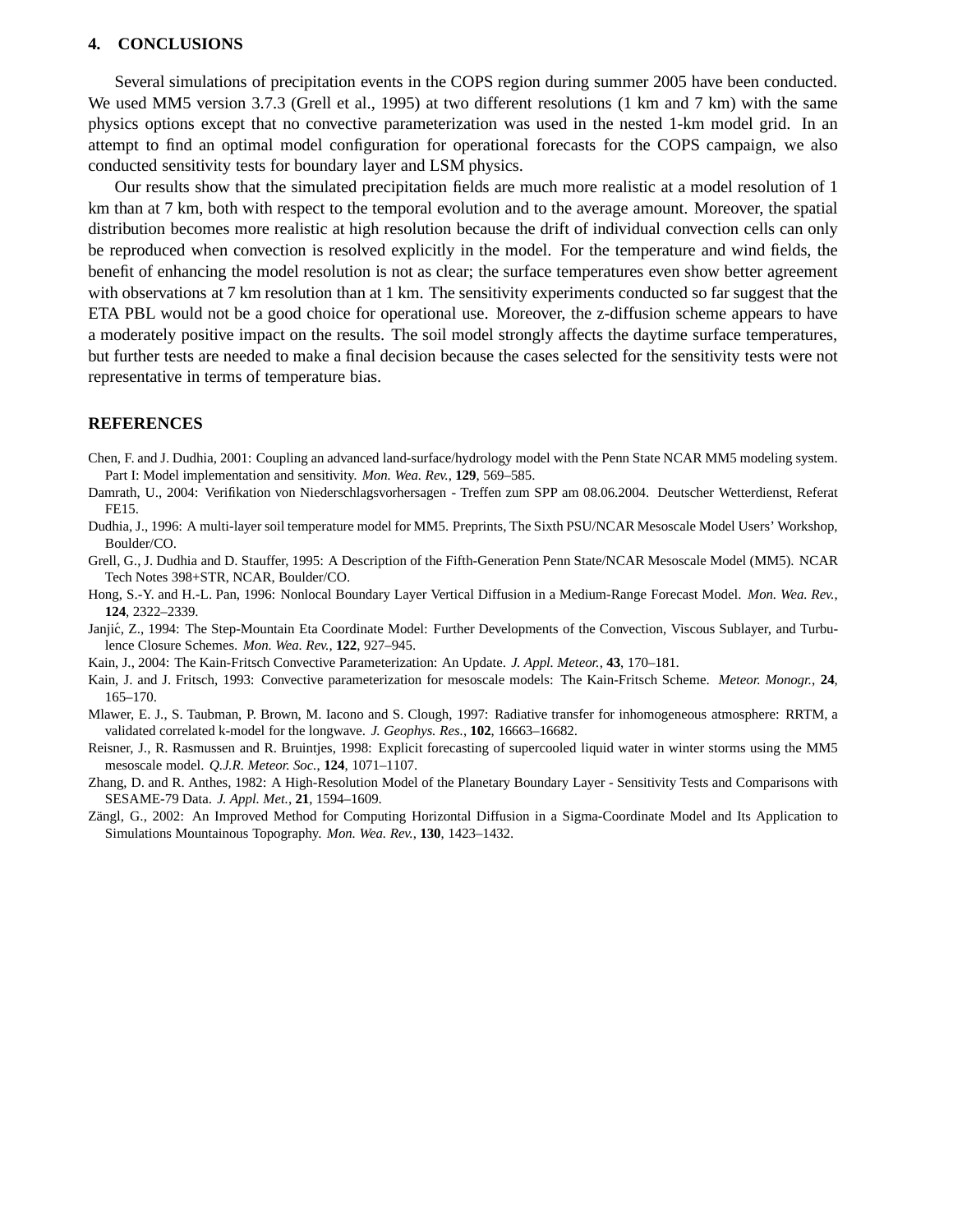## 4. CONCLUSIONS

Several simulations of precipitation events in the COPS region during summer 2005 have been conducted. We used MM5 version 3.7.3 (Grell et al., 1995) at two different resolutions (1 km and 7 km) with the same physics options except that no convective parameterization was used in the nested 1-km model grid. In an attempt to find an optimal model configuration for operational forecasts for the COPS campaign, we also conducted sensitivity tests for boundary layer and LSM physics.

Our results show that the simulated precipitation fields are much more realistic at a model resolution of 1 km than at 7 km, both with respect to the temporal evolution and to the average amount. Moreover, the spatial distribution becomes more realistic at high resolution because the drift of individual convection cells can only be reproduced when convection is resolved explicitly in the model. For the temperature and wind fields, the benefit of enhancing the model resolution is not as clear; the surface temperatures even show better agreement with observations at 7 km resolution than at 1 km. The sensitivity experiments conducted so far suggest that the ETA PBL would not be a good choice for operational use. Moreover, the z-diffusion scheme appears to have a moderately positive impact on the results. The soil model strongly affects the daytime surface temperatures, but further tests are needed to make a final decision because the cases selected for the sensitivity tests were not representative in terms of temperature bias.

## REFERENCES

Chen, F. and J. Dudhia, 2001: Coupling an advanced land-surface/hydrology model with the Penn State NCAR MM5 modeling system. Part I: Model implementation and sensitivity. *Mon. Wea. Rev.*, **129**, 569–585.

Damrath, U., 2004: Verifikation von Niederschlagsvorhersagen - Treffen zum SPP am 08.06.2004. Deutscher Wetterdienst, Referat FE15.

Dudhia, J., 1996: A multi-layer soil temperature model for MM5. Preprints, The Sixth PSU/NCAR Mesoscale Model Users' Workshop, Boulder/CO.

Grell, G., J. Dudhia and D. Stauffer, 1995: A Description of the Fifth-Generation Penn State/NCAR Mesoscale Model (MM5). NCAR Tech Notes 398+STR, NCAR, Boulder/CO.

Hong, S.-Y. and H.-L. Pan, 1996: Nonlocal Boundary Layer Vertical Diffusion in a Medium-Range Forecast Model. *Mon. Wea. Rev.*, **124**, 2322–2339.

Janjić, Z., 1994: The Step-Mountain Eta Coordinate Model: Further Developments of the Convection, Viscous Sublayer, and Turbulence Closure Schemes. *Mon. Wea. Rev.*, **122**, 927–945.

Kain, J., 2004: The Kain-Fritsch Convective Parameterization: An Update. *J. Appl. Meteor.*, **43**, 170–181.

Kain, J. and J. Fritsch, 1993: Convective parameterization for mesoscale models: The Kain-Fritsch Scheme. *Meteor. Monogr.*, **24**, 165–170.

Mlawer, E. J., S. Taubman, P. Brown, M. Iacono and S. Clough, 1997: Radiative transfer for inhomogeneous atmosphere: RRTM, a validated correlated k-model for the longwave. *J. Geophys. Res.*, **102**, 16663–16682.

Reisner, J., R. Rasmussen and R. Bruintjes, 1998: Explicit forecasting of supercooled liquid water in winter storms using the MM5 mesoscale model. *Q.J.R. Meteor. Soc.*, **124**, 1071–1107.

Zhang, D. and R. Anthes, 1982: A High-Resolution Model of the Planetary Boundary Layer - Sensitivity Tests and Comparisons with SESAME-79 Data. *J. Appl. Met.*, **21**, 1594–1609.

Zängl, G., 2002: An Improved Method for Computing Horizontal Diffusion in a Sigma-Coordinate Model and Its Application to Simulations Mountainous Topography. *Mon. Wea. Rev.*, **130**, 1423–1432.